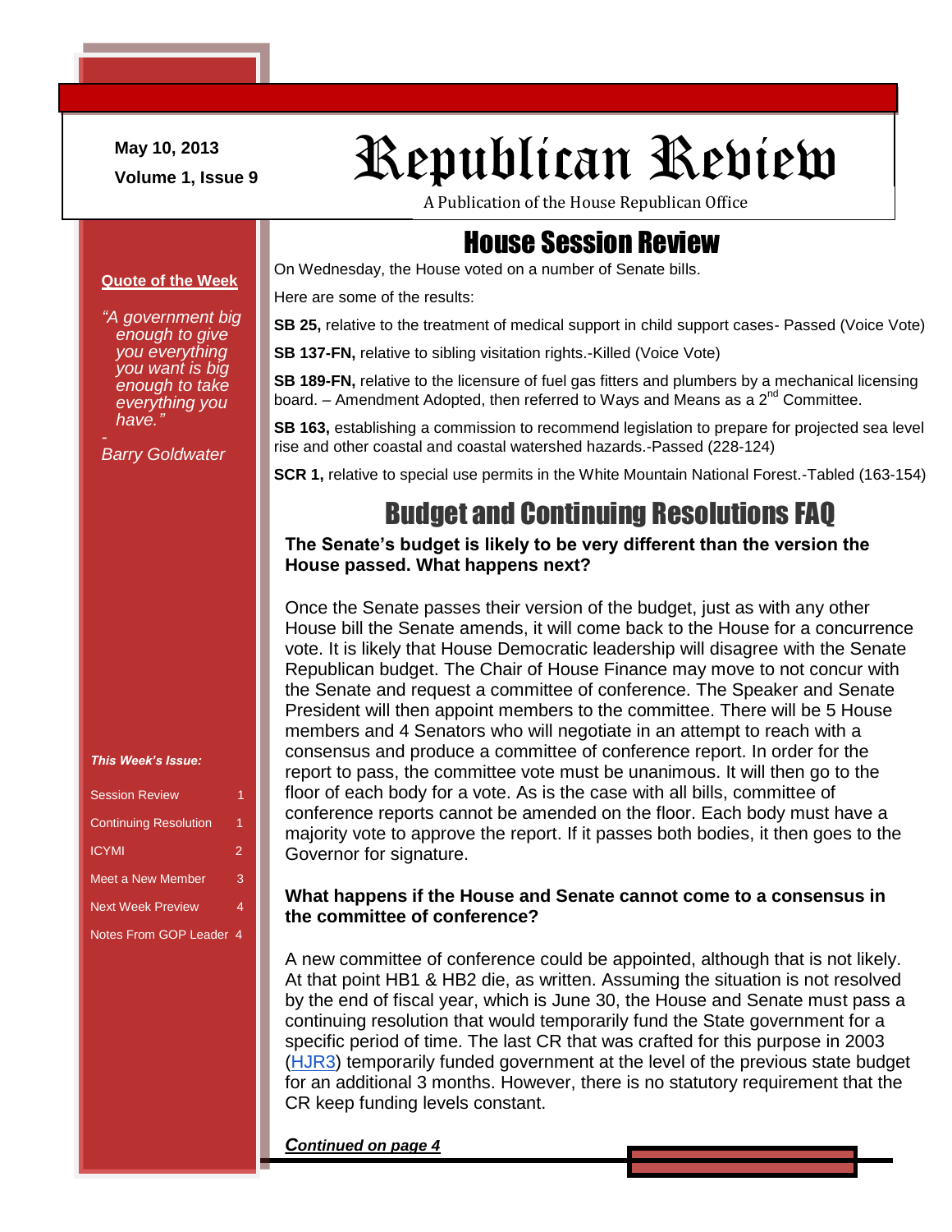May 10, 2013

Volume 1, Issue 9

# Republican Review

A Publication of the House Republican Office

**Quote of the Week**

*"A government big enough to give you everything you want is big enough to take everything you have."*

*- Barry Goldwater*

***This Week's Issue:***

| | |
|---|---|
| Session Review | 1 |
| Continuing Resolution | 1 |
| ICYMI | 2 |
| Meet a New Member | 3 |
| Next Week Preview | 4 |
| Notes From GOP Leader | 4 |

## House Session Review

On Wednesday, the House voted on a number of Senate bills.

Here are some of the results:

**SB 25,** relative to the treatment of medical support in child support cases- Passed (Voice Vote)

**SB 137-FN,** relative to sibling visitation rights.-Killed (Voice Vote)

**SB 189-FN,** relative to the licensure of fuel gas fitters and plumbers by a mechanical licensing board. – Amendment Adopted, then referred to Ways and Means as a 2nd Committee.

**SB 163,** establishing a commission to recommend legislation to prepare for projected sea level rise and other coastal and coastal watershed hazards.-Passed (228-124)

**SCR 1,** relative to special use permits in the White Mountain National Forest.-Tabled (163-154)

## Budget and Continuing Resolutions FAQ

**The Senate's budget is likely to be very different than the version the House passed. What happens next?**

Once the Senate passes their version of the budget, just as with any other House bill the Senate amends, it will come back to the House for a concurrence vote. It is likely that House Democratic leadership will disagree with the Senate Republican budget. The Chair of House Finance may move to not concur with the Senate and request a committee of conference. The Speaker and Senate President will then appoint members to the committee. There will be 5 House members and 4 Senators who will negotiate in an attempt to reach with a consensus and produce a committee of conference report. In order for the report to pass, the committee vote must be unanimous. It will then go to the floor of each body for a vote. As is the case with all bills, committee of conference reports cannot be amended on the floor. Each body must have a majority vote to approve the report. If it passes both bodies, it then goes to the Governor for signature.

**What happens if the House and Senate cannot come to a consensus in the committee of conference?**

A new committee of conference could be appointed, although that is not likely. At that point HB1 & HB2 die, as written. Assuming the situation is not resolved by the end of fiscal year, which is June 30, the House and Senate must pass a continuing resolution that would temporarily fund the State government for a specific period of time. The last CR that was crafted for this purpose in 2003 (HJR3) temporarily funded government at the level of the previous state budget for an additional 3 months. However, there is no statutory requirement that the CR keep funding levels constant.

***Continued on page 4***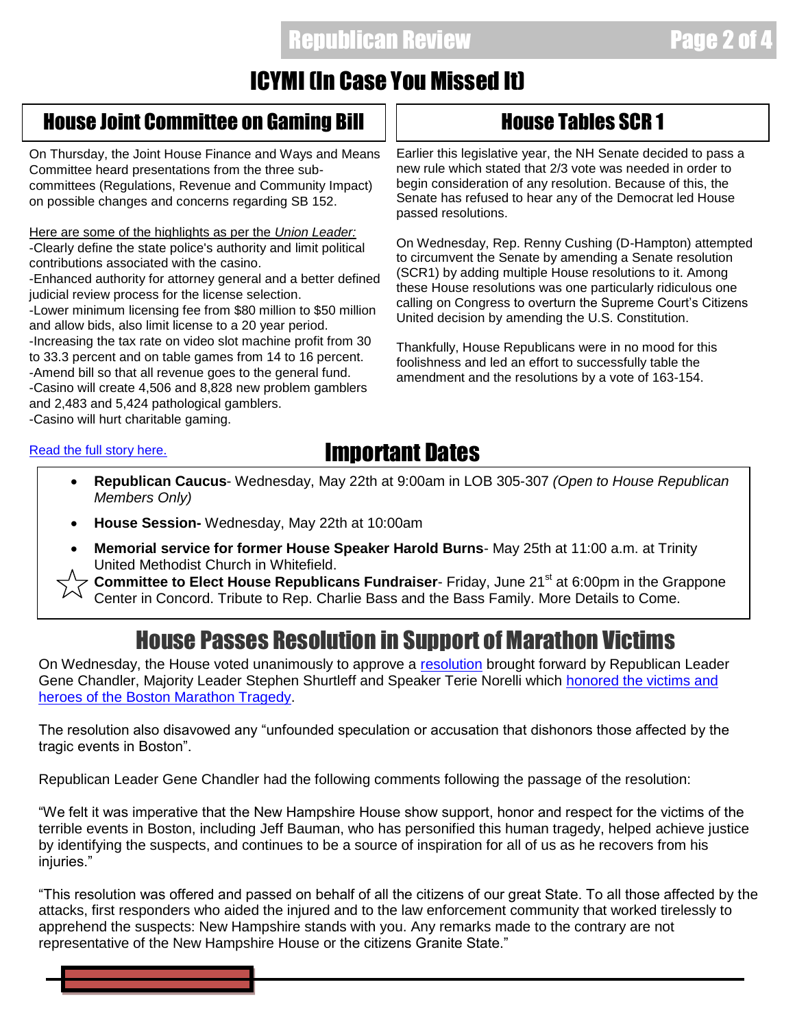# ICYMI (In Case You Missed It)

## House Joint Committee on Gaming Bill

On Thursday, the Joint House Finance and Ways and Means Committee heard presentations from the three sub-committees (Regulations, Revenue and Community Impact) on possible changes and concerns regarding SB 152.

Here are some of the highlights as per the *Union Leader:*

-Clearly define the state police's authority and limit political contributions associated with the casino.

-Enhanced authority for attorney general and a better defined judicial review process for the license selection.

-Lower minimum licensing fee from $80 million to $50 million and allow bids, also limit license to a 20 year period.

-Increasing the tax rate on video slot machine profit from 30 to 33.3 percent and on table games from 14 to 16 percent.

-Amend bill so that all revenue goes to the general fund.

-Casino will create 4,506 and 8,828 new problem gamblers and 2,483 and 5,424 pathological gamblers.

-Casino will hurt charitable gaming.

Read the full story here.

## House Tables SCR 1

Earlier this legislative year, the NH Senate decided to pass a new rule which stated that 2/3 vote was needed in order to begin consideration of any resolution. Because of this, the Senate has refused to hear any of the Democrat led House passed resolutions.

On Wednesday, Rep. Renny Cushing (D-Hampton) attempted to circumvent the Senate by amending a Senate resolution (SCR1) by adding multiple House resolutions to it. Among these House resolutions was one particularly ridiculous one calling on Congress to overturn the Supreme Court's Citizens United decision by amending the U.S. Constitution.

Thankfully, House Republicans were in no mood for this foolishness and led an effort to successfully table the amendment and the resolutions by a vote of 163-154.

## Important Dates

- **Republican Caucus**- Wednesday, May 22th at 9:00am in LOB 305-307 *(Open to House Republican Members Only)*
- **House Session-** Wednesday, May 22th at 10:00am
- **Memorial service for former House Speaker Harold Burns**- May 25th at 11:00 a.m. at Trinity United Methodist Church in Whitefield.
- **Committee to Elect House Republicans Fundraiser**- Friday, June 21st at 6:00pm in the Grappone Center in Concord. Tribute to Rep. Charlie Bass and the Bass Family. More Details to Come.

# House Passes Resolution in Support of Marathon Victims

On Wednesday, the House voted unanimously to approve a resolution brought forward by Republican Leader Gene Chandler, Majority Leader Stephen Shurtleff and Speaker Terie Norelli which honored the victims and heroes of the Boston Marathon Tragedy.

The resolution also disavowed any "unfounded speculation or accusation that dishonors those affected by the tragic events in Boston".

Republican Leader Gene Chandler had the following comments following the passage of the resolution:

"We felt it was imperative that the New Hampshire House show support, honor and respect for the victims of the terrible events in Boston, including Jeff Bauman, who has personified this human tragedy, helped achieve justice by identifying the suspects, and continues to be a source of inspiration for all of us as he recovers from his injuries."

"This resolution was offered and passed on behalf of all the citizens of our great State. To all those affected by the attacks, first responders who aided the injured and to the law enforcement community that worked tirelessly to apprehend the suspects: New Hampshire stands with you. Any remarks made to the contrary are not representative of the New Hampshire House or the citizens Granite State."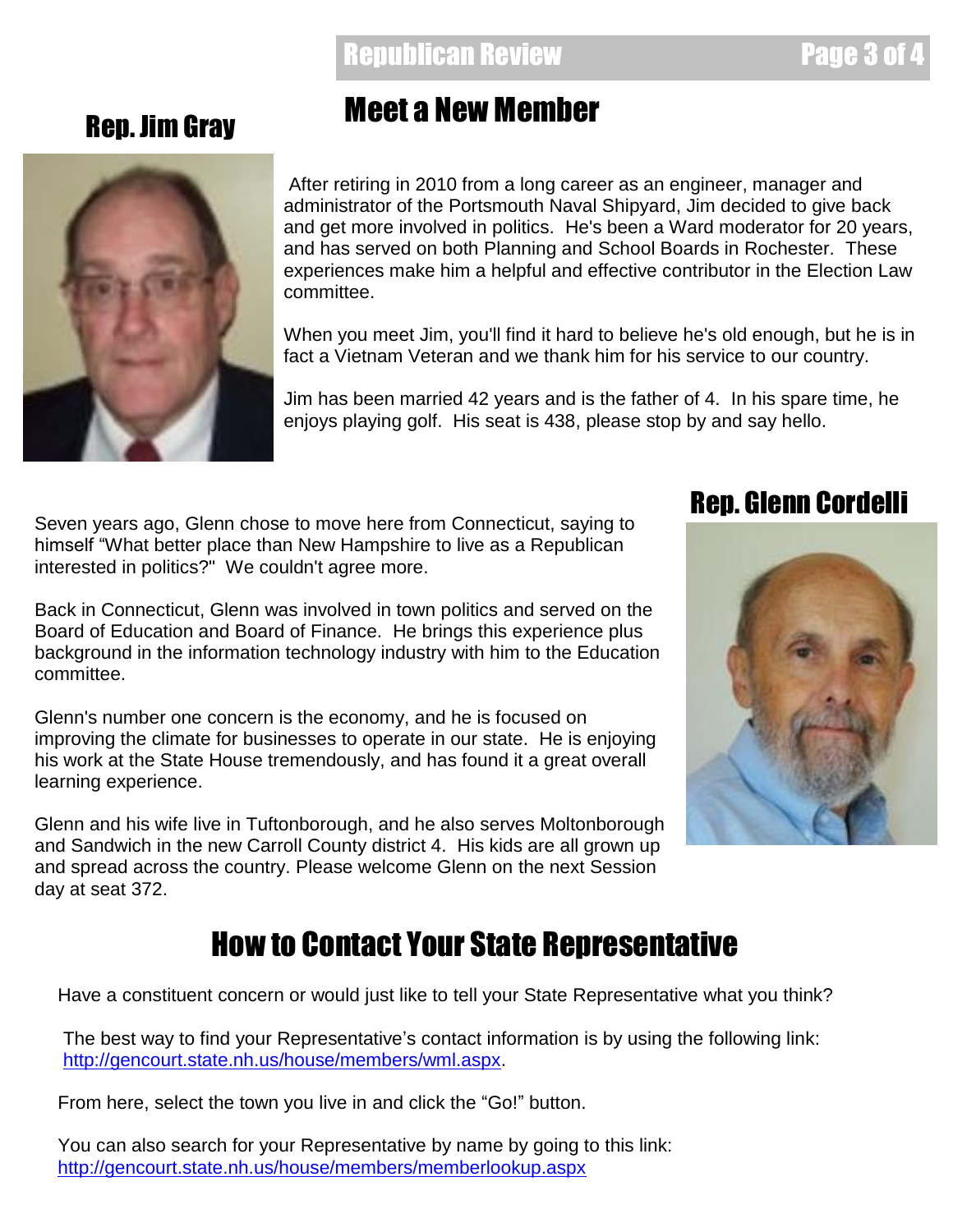# Meet a New Member

## Rep. Jim Gray

After retiring in 2010 from a long career as an engineer, manager and administrator of the Portsmouth Naval Shipyard, Jim decided to give back and get more involved in politics. He's been a Ward moderator for 20 years, and has served on both Planning and School Boards in Rochester. These experiences make him a helpful and effective contributor in the Election Law committee.

When you meet Jim, you'll find it hard to believe he's old enough, but he is in fact a Vietnam Veteran and we thank him for his service to our country.

Jim has been married 42 years and is the father of 4. In his spare time, he enjoys playing golf. His seat is 438, please stop by and say hello.

## Rep. Glenn Cordelli

Seven years ago, Glenn chose to move here from Connecticut, saying to himself "What better place than New Hampshire to live as a Republican interested in politics?" We couldn't agree more.

Back in Connecticut, Glenn was involved in town politics and served on the Board of Education and Board of Finance. He brings this experience plus background in the information technology industry with him to the Education committee.

Glenn's number one concern is the economy, and he is focused on improving the climate for businesses to operate in our state. He is enjoying his work at the State House tremendously, and has found it a great overall learning experience.

Glenn and his wife live in Tuftonborough, and he also serves Moltonborough and Sandwich in the new Carroll County district 4. His kids are all grown up and spread across the country. Please welcome Glenn on the next Session day at seat 372.

# How to Contact Your State Representative

Have a constituent concern or would just like to tell your State Representative what you think?

The best way to find your Representative's contact information is by using the following link: [http://gencourt.state.nh.us/house/members/wml.aspx](http://gencourt.state.nh.us/house/members/wml.aspx).

From here, select the town you live in and click the "Go!" button.

You can also search for your Representative by name by going to this link: [http://gencourt.state.nh.us/house/members/memberlookup.aspx](http://gencourt.state.nh.us/house/members/memberlookup.aspx)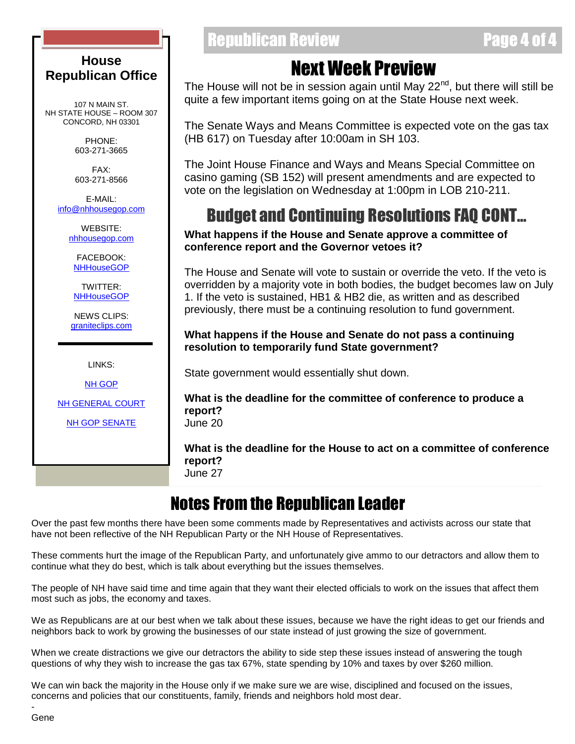## House Republican Office

107 N MAIN ST.
NH STATE HOUSE – ROOM 307
CONCORD, NH 03301

PHONE:
603-271-3665

FAX:
603-271-8566

E-MAIL:
info@nhhousegop.com

WEBSITE:
nhhousegop.com

FACEBOOK:
NHHouseGOP

TWITTER:
NHHouseGOP

NEWS CLIPS:
graniteclips.com

LINKS:

NH GOP

NH GENERAL COURT

NH GOP SENATE

# Next Week Preview

The House will not be in session again until May 22nd, but there will still be quite a few important items going on at the State House next week.

The Senate Ways and Means Committee is expected vote on the gas tax (HB 617) on Tuesday after 10:00am in SH 103.

The Joint House Finance and Ways and Means Special Committee on casino gaming (SB 152) will present amendments and are expected to vote on the legislation on Wednesday at 1:00pm in LOB 210-211.

# Budget and Continuing Resolutions FAQ CONT…

**What happens if the House and Senate approve a committee of conference report and the Governor vetoes it?**

The House and Senate will vote to sustain or override the veto. If the veto is overridden by a majority vote in both bodies, the budget becomes law on July 1. If the veto is sustained, HB1 & HB2 die, as written and as described previously, there must be a continuing resolution to fund government.

**What happens if the House and Senate do not pass a continuing resolution to temporarily fund State government?**

State government would essentially shut down.

**What is the deadline for the committee of conference to produce a report?**
June 20

**What is the deadline for the House to act on a committee of conference report?**
June 27

# Notes From the Republican Leader

Over the past few months there have been some comments made by Representatives and activists across our state that have not been reflective of the NH Republican Party or the NH House of Representatives.

These comments hurt the image of the Republican Party, and unfortunately give ammo to our detractors and allow them to continue what they do best, which is talk about everything but the issues themselves.

The people of NH have said time and time again that they want their elected officials to work on the issues that affect them most such as jobs, the economy and taxes.

We as Republicans are at our best when we talk about these issues, because we have the right ideas to get our friends and neighbors back to work by growing the businesses of our state instead of just growing the size of government.

When we create distractions we give our detractors the ability to side step these issues instead of answering the tough questions of why they wish to increase the gas tax 67%, state spending by 10% and taxes by over $260 million.

We can win back the majority in the House only if we make sure we are wise, disciplined and focused on the issues, concerns and policies that our constituents, family, friends and neighbors hold most dear.

-
Gene